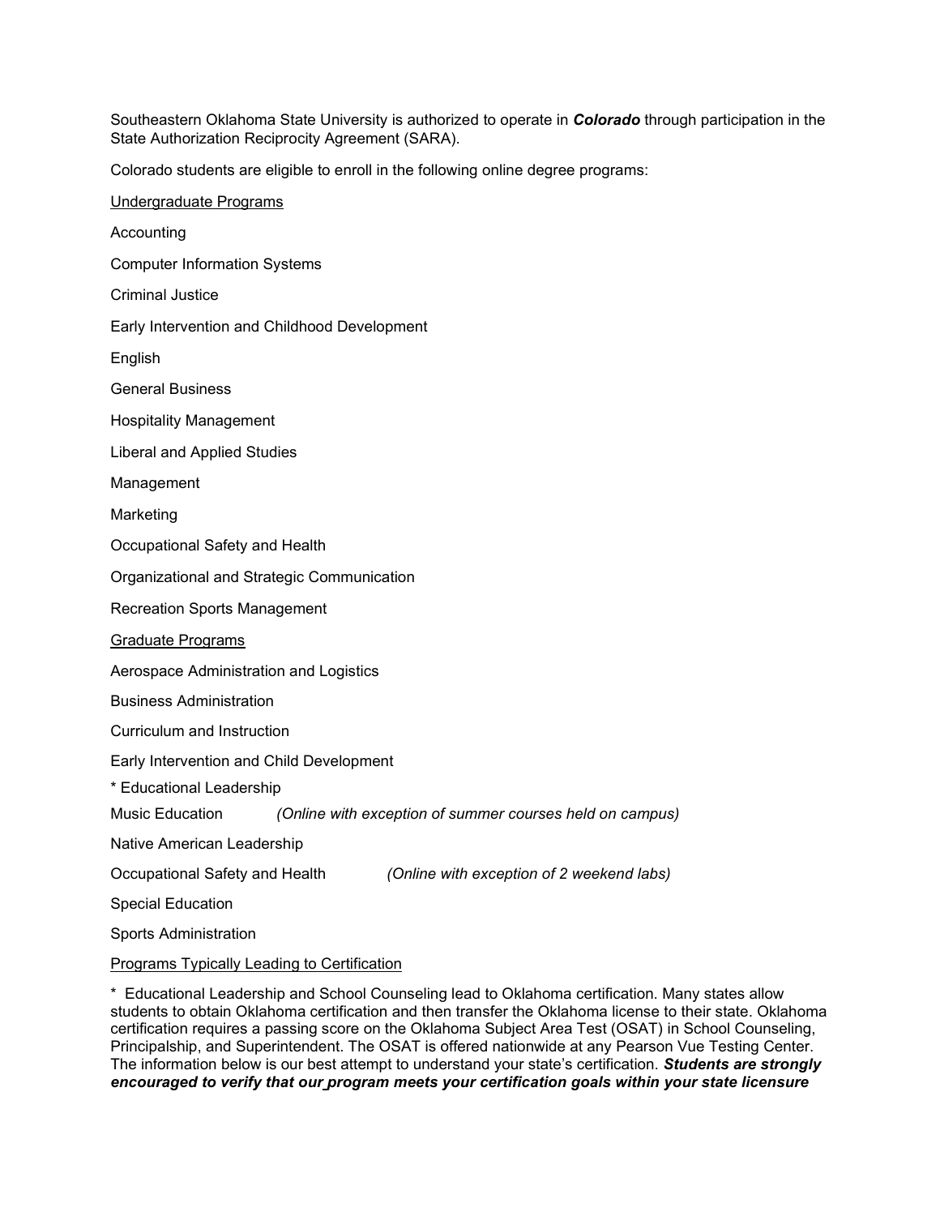Southeastern Oklahoma State University is authorized to operate in ***Colorado*** through participation in the State Authorization Reciprocity Agreement (SARA).

Colorado students are eligible to enroll in the following online degree programs:

<u>Undergraduate Programs</u>

Accounting

Computer Information Systems

Criminal Justice

Early Intervention and Childhood Development

English

General Business

Hospitality Management

Liberal and Applied Studies

Management

Marketing

Occupational Safety and Health

Organizational and Strategic Communication

Recreation Sports Management

<u>Graduate Programs</u>

Aerospace Administration and Logistics

Business Administration

Curriculum and Instruction

Early Intervention and Child Development

* Educational Leadership

Music Education *(Online with exception of summer courses held on campus)*

Native American Leadership

Occupational Safety and Health *(Online with exception of 2 weekend labs)*

Special Education

Sports Administration

<u>Programs Typically Leading to Certification</u>

* Educational Leadership and School Counseling lead to Oklahoma certification. Many states allow students to obtain Oklahoma certification and then transfer the Oklahoma license to their state. Oklahoma certification requires a passing score on the Oklahoma Subject Area Test (OSAT) in School Counseling, Principalship, and Superintendent. The OSAT is offered nationwide at any Pearson Vue Testing Center. The information below is our best attempt to understand your state's certification. ***Students are strongly encouraged to verify that our program meets your certification goals within your state licensure***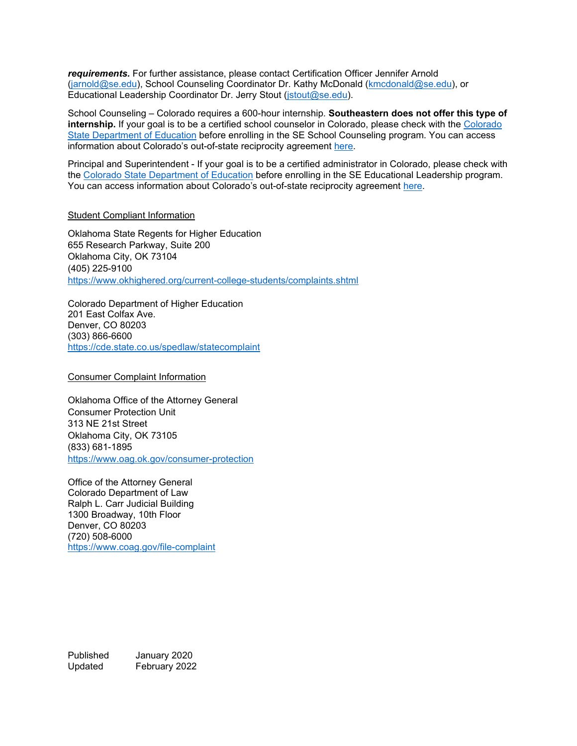***requirements.*** For further assistance, please contact Certification Officer Jennifer Arnold (jarnold@se.edu), School Counseling Coordinator Dr. Kathy McDonald (kmcdonald@se.edu), or Educational Leadership Coordinator Dr. Jerry Stout (jstout@se.edu).

School Counseling – Colorado requires a 600-hour internship. **Southeastern does not offer this type of internship.** If your goal is to be a certified school counselor in Colorado, please check with the Colorado State Department of Education before enrolling in the SE School Counseling program. You can access information about Colorado's out-of-state reciprocity agreement here.

Principal and Superintendent - If your goal is to be a certified administrator in Colorado, please check with the Colorado State Department of Education before enrolling in the SE Educational Leadership program. You can access information about Colorado's out-of-state reciprocity agreement here.

Student Compliant Information

Oklahoma State Regents for Higher Education
655 Research Parkway, Suite 200
Oklahoma City, OK 73104
(405) 225-9100
https://www.okhighered.org/current-college-students/complaints.shtml

Colorado Department of Higher Education
201 East Colfax Ave.
Denver, CO 80203
(303) 866-6600
https://cde.state.co.us/spedlaw/statecomplaint

Consumer Complaint Information

Oklahoma Office of the Attorney General
Consumer Protection Unit
313 NE 21st Street
Oklahoma City, OK 73105
(833) 681-1895
https://www.oag.ok.gov/consumer-protection

Office of the Attorney General
Colorado Department of Law
Ralph L. Carr Judicial Building
1300 Broadway, 10th Floor
Denver, CO 80203
(720) 508-6000
https://www.coag.gov/file-complaint

Published January 2020
Updated February 2022